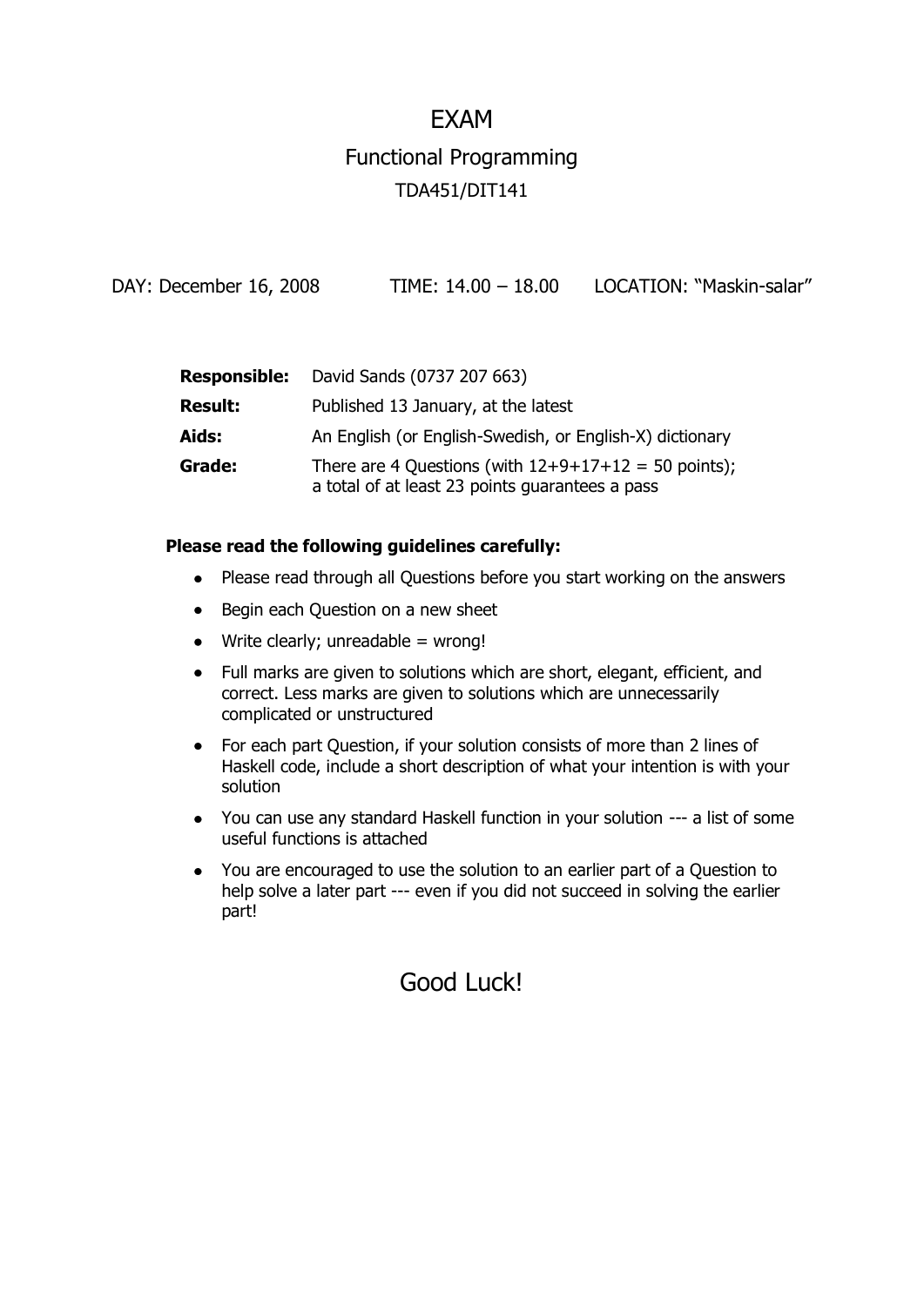# EXAM

## Functional Programming

### TDA451/DIT141

DAY: December 16, 2008 TIME: 14.00 – 18.00 LOCATION: "Maskin-salar"

| | |
|---|---|
| **Responsible:** | David Sands (0737 207 663) |
| **Result:** | Published 13 January, at the latest |
| **Aids:** | An English (or English-Swedish, or English-X) dictionary |
| **Grade:** | There are 4 Questions (with 12+9+17+12 = 50 points); a total of at least 23 points guarantees a pass |

**Please read the following guidelines carefully:**

- Please read through all Questions before you start working on the answers
- Begin each Question on a new sheet
- Write clearly; unreadable = wrong!
- Full marks are given to solutions which are short, elegant, efficient, and correct. Less marks are given to solutions which are unnecessarily complicated or unstructured
- For each part Question, if your solution consists of more than 2 lines of Haskell code, include a short description of what your intention is with your solution
- You can use any standard Haskell function in your solution --- a list of some useful functions is attached
- You are encouraged to use the solution to an earlier part of a Question to help solve a later part --- even if you did not succeed in solving the earlier part!

## Good Luck!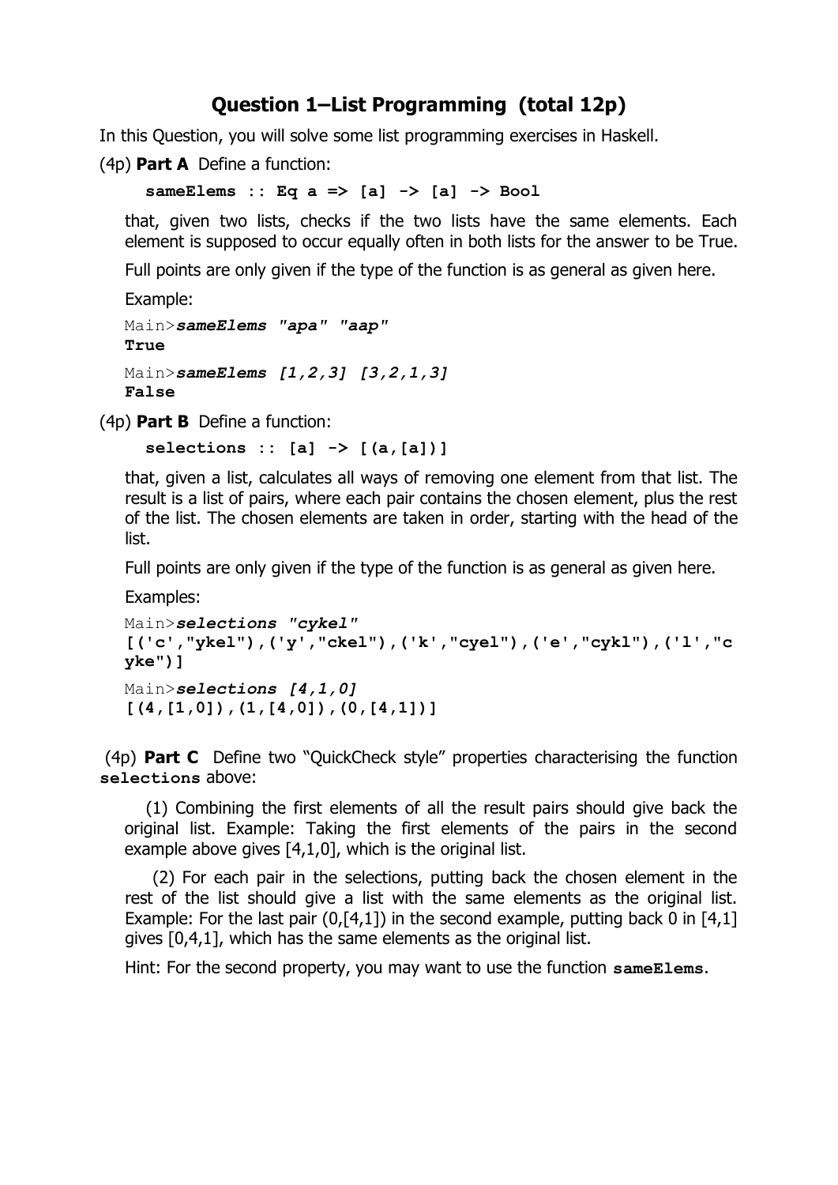## Question 1–List Programming (total 12p)

In this Question, you will solve some list programming exercises in Haskell.

(4p) **Part A** Define a function:

```
sameElems :: Eq a => [a] -> [a] -> Bool
```

that, given two lists, checks if the two lists have the same elements. Each element is supposed to occur equally often in both lists for the answer to be True.

Full points are only given if the type of the function is as general as given here.

Example:

```
Main>sameElems "apa" "aap"
True
Main>sameElems [1,2,3] [3,2,1,3]
False
```

(4p) **Part B** Define a function:

```
selections :: [a] -> [(a,[a])]
```

that, given a list, calculates all ways of removing one element from that list. The result is a list of pairs, where each pair contains the chosen element, plus the rest of the list. The chosen elements are taken in order, starting with the head of the list.

Full points are only given if the type of the function is as general as given here.

Examples:

```
Main>selections "cykel"
[('c',"ykel"),('y',"ckel"),('k',"cyel"),('e',"cykl"),('l',"cyke")]
Main>selections [4,1,0]
[(4,[1,0]),(1,[4,0]),(0,[4,1])]
```

(4p) **Part C** Define two "QuickCheck style" properties characterising the function `selections` above:

(1) Combining the first elements of all the result pairs should give back the original list. Example: Taking the first elements of the pairs in the second example above gives [4,1,0], which is the original list.

(2) For each pair in the selections, putting back the chosen element in the rest of the list should give a list with the same elements as the original list. Example: For the last pair (0,[4,1]) in the second example, putting back 0 in [4,1] gives [0,4,1], which has the same elements as the original list.

Hint: For the second property, you may want to use the function `sameElems`.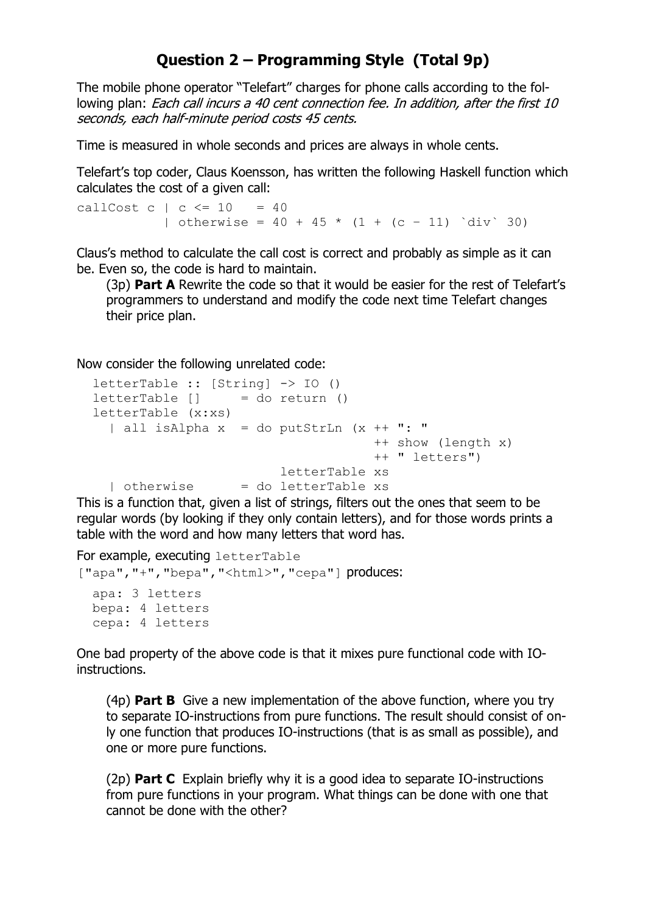## Question 2 – Programming Style (Total 9p)

The mobile phone operator "Telefart" charges for phone calls according to the following plan: *Each call incurs a 40 cent connection fee. In addition, after the first 10 seconds, each half-minute period costs 45 cents.*

Time is measured in whole seconds and prices are always in whole cents.

Telefart's top coder, Claus Koensson, has written the following Haskell function which calculates the cost of a given call:

```
callCost c | c <= 10   = 40
           | otherwise = 40 + 45 * (1 + (c - 11) `div` 30)
```

Claus's method to calculate the call cost is correct and probably as simple as it can be. Even so, the code is hard to maintain.

(3p) **Part A** Rewrite the code so that it would be easier for the rest of Telefart's programmers to understand and modify the code next time Telefart changes their price plan.

Now consider the following unrelated code:

```
letterTable :: [String] -> IO ()
letterTable []     = do return ()
letterTable (x:xs)
  | all isAlpha x  = do putStrLn (x ++ ": "
                                  ++ show (length x)
                                  ++ " letters")
                        letterTable xs
  | otherwise      = do letterTable xs
```

This is a function that, given a list of strings, filters out the ones that seem to be regular words (by looking if they only contain letters), and for those words prints a table with the word and how many letters that word has.

For example, executing `letterTable ["apa","+","bepa","<html>","cepa"]` produces:

```
apa: 3 letters
bepa: 4 letters
cepa: 4 letters
```

One bad property of the above code is that it mixes pure functional code with IO-instructions.

(4p) **Part B** Give a new implementation of the above function, where you try to separate IO-instructions from pure functions. The result should consist of only one function that produces IO-instructions (that is as small as possible), and one or more pure functions.

(2p) **Part C** Explain briefly why it is a good idea to separate IO-instructions from pure functions in your program. What things can be done with one that cannot be done with the other?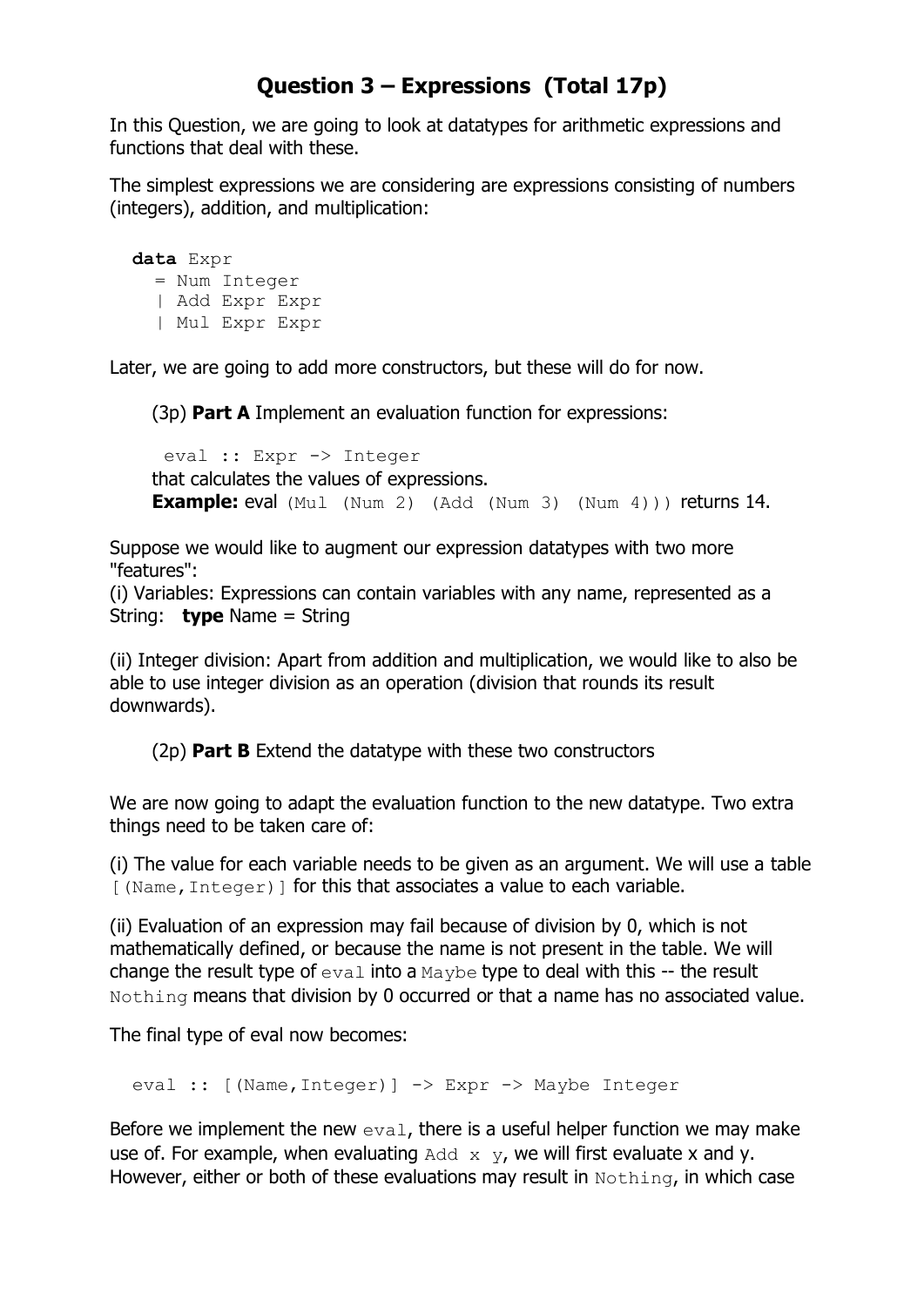# Question 3 – Expressions (Total 17p)

In this Question, we are going to look at datatypes for arithmetic expressions and functions that deal with these.

The simplest expressions we are considering are expressions consisting of numbers (integers), addition, and multiplication:

```
data Expr
  = Num Integer
  | Add Expr Expr
  | Mul Expr Expr
```

Later, we are going to add more constructors, but these will do for now.

> (3p) **Part A** Implement an evaluation function for expressions:
>
> ```
> eval :: Expr -> Integer
> ```
>
> that calculates the values of expressions.
> **Example:** eval `(Mul (Num 2) (Add (Num 3) (Num 4)))` returns 14.

Suppose we would like to augment our expression datatypes with two more "features":

(i) Variables: Expressions can contain variables with any name, represented as a String: **type** Name = String

(ii) Integer division: Apart from addition and multiplication, we would like to also be able to use integer division as an operation (division that rounds its result downwards).

> (2p) **Part B** Extend the datatype with these two constructors

We are now going to adapt the evaluation function to the new datatype. Two extra things need to be taken care of:

(i) The value for each variable needs to be given as an argument. We will use a table `[(Name,Integer)]` for this that associates a value to each variable.

(ii) Evaluation of an expression may fail because of division by 0, which is not mathematically defined, or because the name is not present in the table. We will change the result type of `eval` into a `Maybe` type to deal with this -- the result `Nothing` means that division by 0 occurred or that a name has no associated value.

The final type of eval now becomes:

```
eval :: [(Name,Integer)] -> Expr -> Maybe Integer
```

Before we implement the new `eval`, there is a useful helper function we may make use of. For example, when evaluating `Add x y`, we will first evaluate x and y. However, either or both of these evaluations may result in `Nothing`, in which case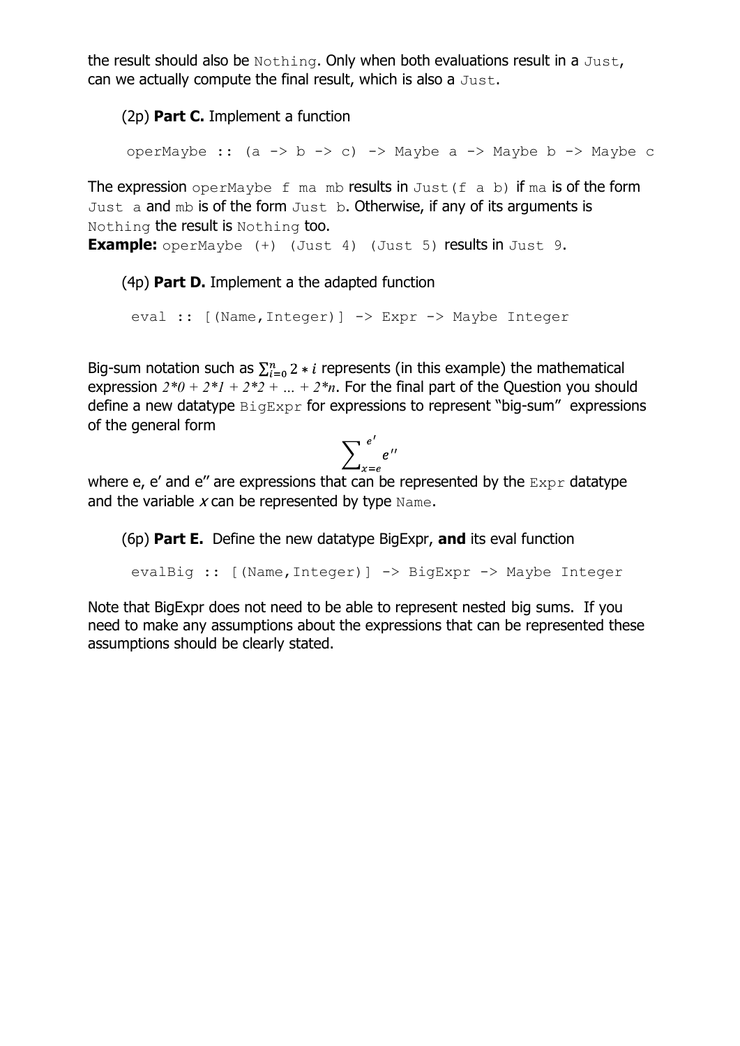the result should also be `Nothing`. Only when both evaluations result in a `Just`, can we actually compute the final result, which is also a `Just`.

(2p) **Part C.** Implement a function

```
operMaybe :: (a -> b -> c) -> Maybe a -> Maybe b -> Maybe c
```

The expression `operMaybe f ma mb` results in `Just(f a b)` if `ma` is of the form `Just a` and `mb` is of the form `Just b`. Otherwise, if any of its arguments is `Nothing` the result is `Nothing` too.
**Example:** `operMaybe (+) (Just 4) (Just 5)` results in `Just 9`.

(4p) **Part D.** Implement a the adapted function

```
eval :: [(Name,Integer)] -> Expr -> Maybe Integer
```

Big-sum notation such as $\sum_{i=0}^{n} 2 * i$ represents (in this example) the mathematical expression $2*0 + 2*1 + 2*2 + \ldots + 2*n$. For the final part of the Question you should define a new datatype `BigExpr` for expressions to represent "big-sum" expressions of the general form

$$\sum_{x=e}^{e'} e''$$

where e, e' and e'' are expressions that can be represented by the `Expr` datatype and the variable $x$ can be represented by type `Name`.

(6p) **Part E.** Define the new datatype BigExpr, **and** its eval function

```
evalBig :: [(Name,Integer)] -> BigExpr -> Maybe Integer
```

Note that BigExpr does not need to be able to represent nested big sums. If you need to make any assumptions about the expressions that can be represented these assumptions should be clearly stated.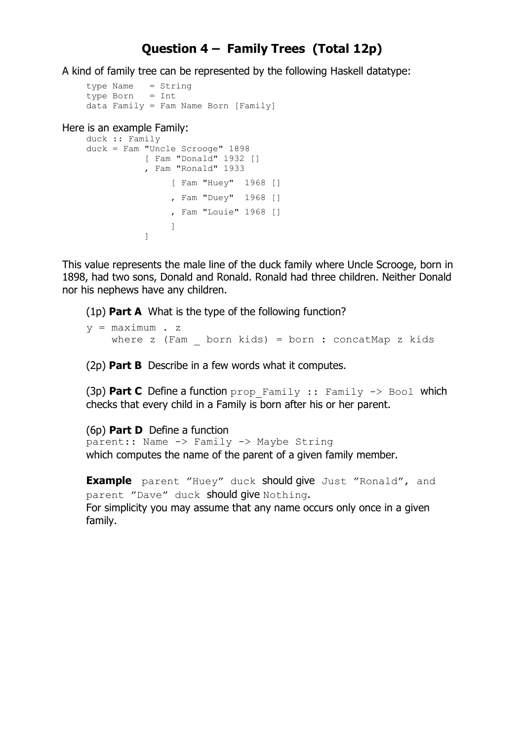## Question 4 – Family Trees (Total 12p)

A kind of family tree can be represented by the following Haskell datatype:

```
type Name   = String
type Born   = Int
data Family = Fam Name Born [Family]
```

Here is an example Family:

```
duck :: Family
duck = Fam "Uncle Scrooge" 1898
           [ Fam "Donald" 1932 []
           , Fam "Ronald" 1933
                [ Fam "Huey"  1968 []
                , Fam "Duey"  1968 []
                , Fam "Louie" 1968 []
                ]
           ]
```

This value represents the male line of the duck family where Uncle Scrooge, born in 1898, had two sons, Donald and Ronald. Ronald had three children. Neither Donald nor his nephews have any children.

(1p) **Part A** What is the type of the following function?

```
y = maximum . z
    where z (Fam _ born kids) = born : concatMap z kids
```

(2p) **Part B** Describe in a few words what it computes.

(3p) **Part C** Define a function `prop_Family :: Family -> Bool` which checks that every child in a Family is born after his or her parent.

(6p) **Part D** Define a function
`parent:: Name -> Family -> Maybe String`
which computes the name of the parent of a given family member.

**Example** `parent ”Huey” duck` should give `Just ”Ronald”`, and `parent ”Dave” duck` should give `Nothing`.
For simplicity you may assume that any name occurs only once in a given family.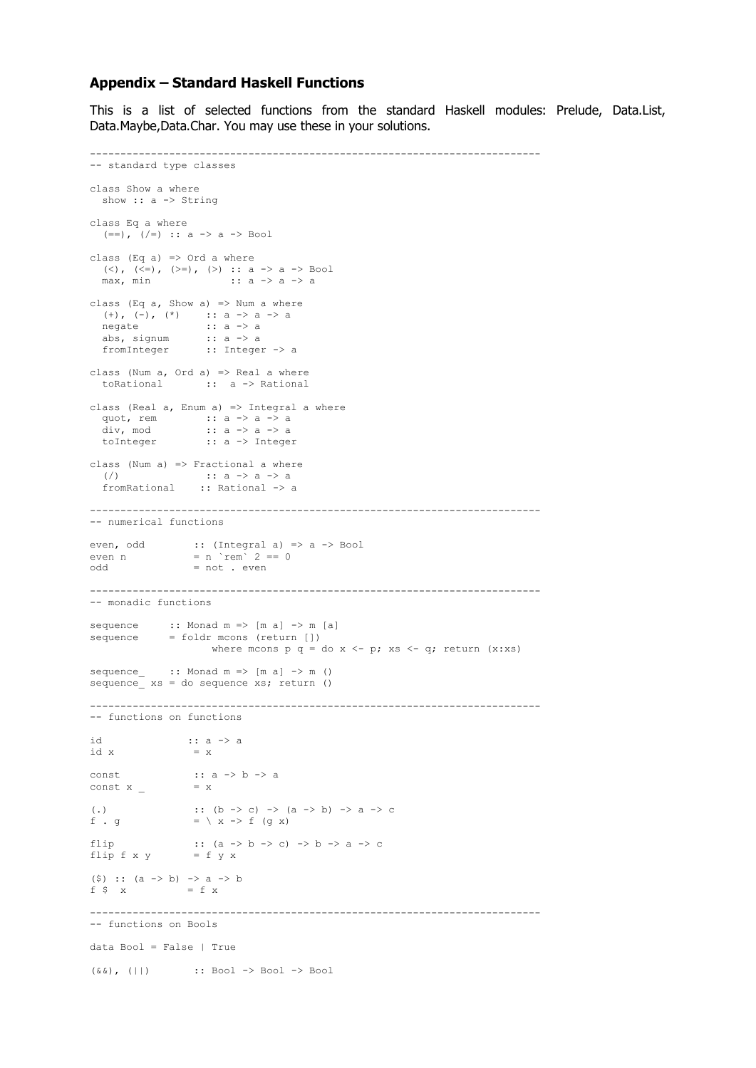### Appendix – Standard Haskell Functions

This is a list of selected functions from the standard Haskell modules: Prelude, Data.List, Data.Maybe,Data.Char. You may use these in your solutions.

```
--------------------------------------------------------------------------
-- standard type classes

class Show a where
  show :: a -> String

class Eq a where
  (==), (/=) :: a -> a -> Bool

class (Eq a) => Ord a where
  (<), (<=), (>=), (>) :: a -> a -> Bool
  max, min              :: a -> a -> a

class (Eq a, Show a) => Num a where
  (+), (-), (*)     :: a -> a -> a
  negate            :: a -> a
  abs, signum       :: a -> a
  fromInteger       :: Integer -> a

class (Num a, Ord a) => Real a where
  toRational       ::  a -> Rational

class (Real a, Enum a) => Integral a where
  quot, rem         :: a -> a -> a
  div, mod          :: a -> a -> a
  toInteger         :: a -> Integer

class (Num a) => Fractional a where
  (/)               :: a -> a -> a
  fromRational     :: Rational -> a

--------------------------------------------------------------------------
-- numerical functions

even, odd        :: (Integral a) => a -> Bool
even n           = n `rem` 2 == 0
odd              = not . even

--------------------------------------------------------------------------
-- monadic functions

sequence     :: Monad m => [m a] -> m [a]
sequence     = foldr mcons (return [])
                 where mcons p q = do x <- p; xs <- q; return (x:xs)

sequence_    :: Monad m => [m a] -> m ()
sequence_ xs = do sequence xs; return ()

--------------------------------------------------------------------------
-- functions on functions

id              :: a -> a
id x             = x

const            :: a -> b -> a
const x _        = x

(.)              :: (b -> c) -> (a -> b) -> a -> c
f . g            = \ x -> f (g x)

flip             :: (a -> b -> c) -> b -> a -> c
flip f x y       = f y x

($) :: (a -> b) -> a -> b
f $  x          = f x

--------------------------------------------------------------------------
-- functions on Bools

data Bool = False | True

(&&), (||)       :: Bool -> Bool -> Bool
```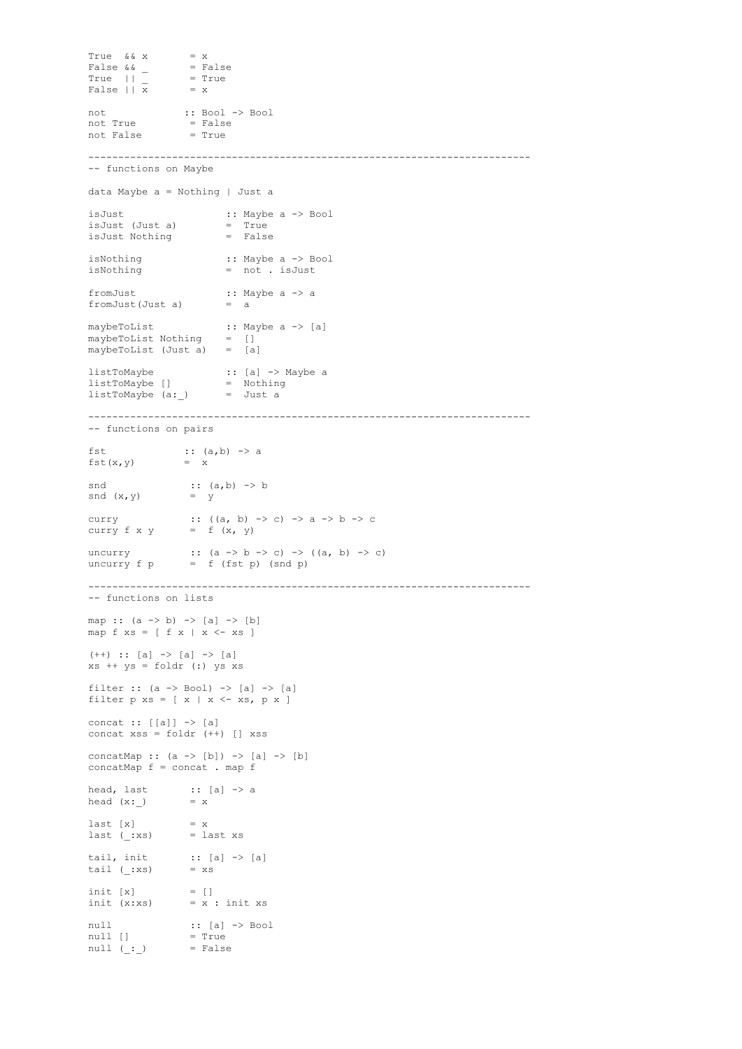```
True  && x       = x
False && _       = False
True  || _       = True
False || x       = x

not             :: Bool -> Bool
not True         = False
not False        = True

-------------------------------------------------------------------------
-- functions on Maybe

data Maybe a = Nothing | Just a

isJust                 :: Maybe a -> Bool
isJust (Just a)        =  True
isJust Nothing         =  False

isNothing              :: Maybe a -> Bool
isNothing              =  not . isJust

fromJust               :: Maybe a -> a
fromJust(Just a)       =  a

maybeToList            :: Maybe a -> [a]
maybeToList Nothing    =  []
maybeToList (Just a)   =  [a]

listToMaybe            :: [a] -> Maybe a
listToMaybe []         =  Nothing
listToMaybe (a:_)      =  Just a

-------------------------------------------------------------------------
-- functions on pairs

fst             :: (a,b) -> a
fst(x,y)        =  x

snd              :: (a,b) -> b
snd (x,y)        =  y

curry            :: ((a, b) -> c) -> a -> b -> c
curry f x y      =  f (x, y)

uncurry          :: (a -> b -> c) -> ((a, b) -> c)
uncurry f p      =  f (fst p) (snd p)

-------------------------------------------------------------------------
-- functions on lists

map :: (a -> b) -> [a] -> [b]
map f xs = [ f x | x <- xs ]

(++) :: [a] -> [a] -> [a]
xs ++ ys = foldr (:) ys xs

filter :: (a -> Bool) -> [a] -> [a]
filter p xs = [ x | x <- xs, p x ]

concat :: [[a]] -> [a]
concat xss = foldr (++) [] xss

concatMap :: (a -> [b]) -> [a] -> [b]
concatMap f = concat . map f

head, last       :: [a] -> a
head (x:_)       = x

last [x]         = x
last (_:xs)      = last xs

tail, init       :: [a] -> [a]
tail (_:xs)      = xs

init [x]         = []
init (x:xs)      = x : init xs

null             :: [a] -> Bool
null []          = True
null (_:_)       = False
```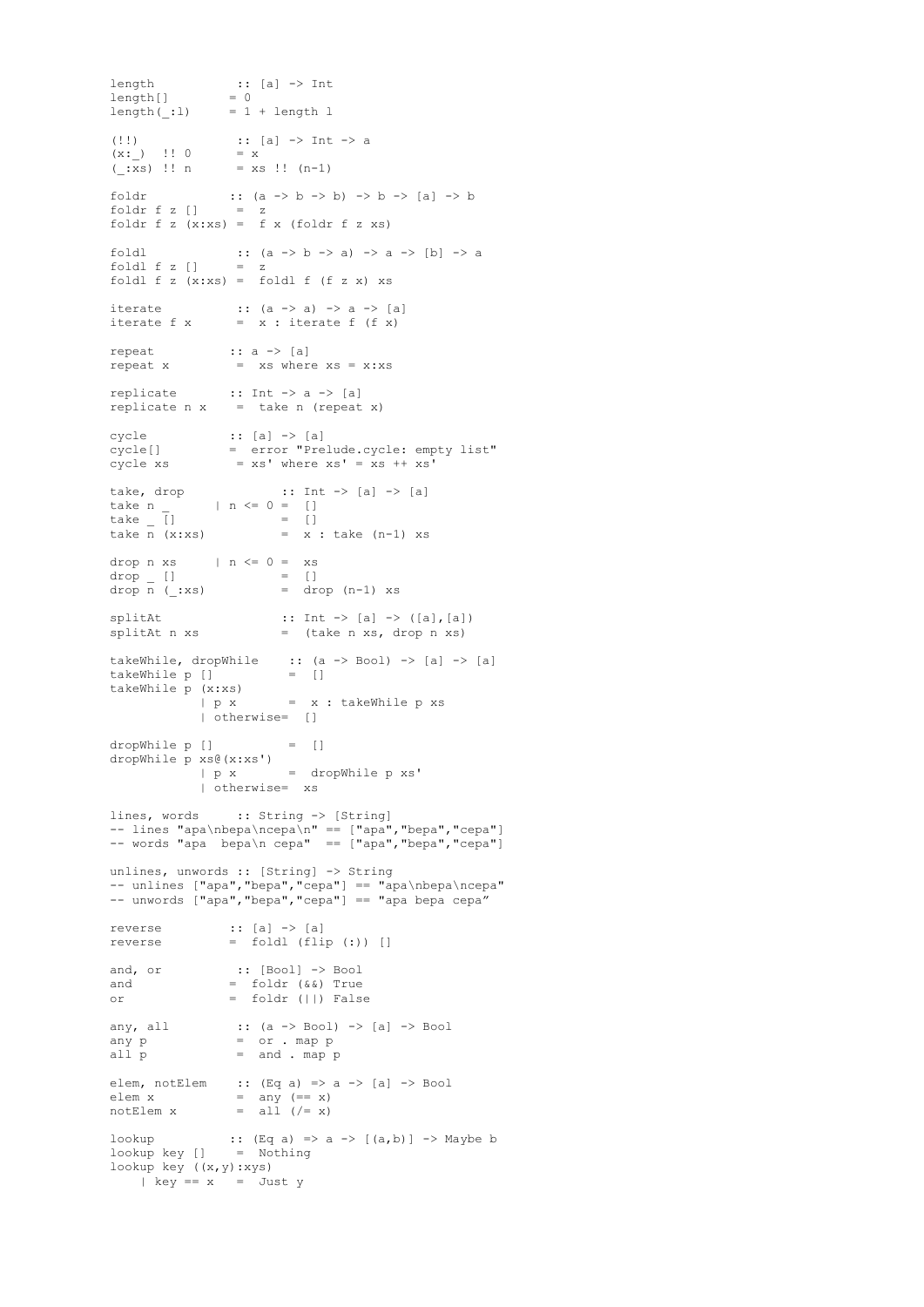```
length           :: [a] -> Int
length[]        = 0
length(_:l)     = 1 + length l

(!!)             :: [a] -> Int -> a
(x:_)  !! 0      = x
(_:xs) !! n      = xs !! (n-1)

foldr           :: (a -> b -> b) -> b -> [a] -> b
foldr f z []     =  z
foldr f z (x:xs) =  f x (foldr f z xs)

foldl            :: (a -> b -> a) -> a -> [b] -> a
foldl f z []     =  z
foldl f z (x:xs) =  foldl f (f z x) xs

iterate          :: (a -> a) -> a -> [a]
iterate f x      =  x : iterate f (f x)

repeat          :: a -> [a]
repeat x         =  xs where xs = x:xs

replicate       :: Int -> a -> [a]
replicate n x    =  take n (repeat x)

cycle           :: [a] -> [a]
cycle[]         =  error "Prelude.cycle: empty list"
cycle xs         = xs' where xs' = xs ++ xs'

take, drop             :: Int -> [a] -> [a]
take n _      | n <= 0 =  []
take _ []              =  []
take n (x:xs)          =  x : take (n-1) xs

drop n xs     | n <= 0 =  xs
drop _ []              =  []
drop n (_:xs)          =  drop (n-1) xs

splitAt                :: Int -> [a] -> ([a],[a])
splitAt n xs           =  (take n xs, drop n xs)

takeWhile, dropWhile    :: (a -> Bool) -> [a] -> [a]
takeWhile p []          =  []
takeWhile p (x:xs)
            | p x       =  x : takeWhile p xs
            | otherwise=  []

dropWhile p []          =  []
dropWhile p xs@(x:xs')
            | p x       =  dropWhile p xs'
            | otherwise=  xs

lines, words     :: String -> [String]
-- lines "apa\nbepa\ncepa\n" == ["apa","bepa","cepa"]
-- words "apa  bepa\n cepa"  == ["apa","bepa","cepa"]

unlines, unwords :: [String] -> String
-- unlines ["apa","bepa","cepa"] == "apa\nbepa\ncepa"
-- unwords ["apa","bepa","cepa"] == "apa bepa cepa"

reverse         :: [a] -> [a]
reverse         =  foldl (flip (:)) []

and, or          :: [Bool] -> Bool
and             =  foldr (&&) True
or              =  foldr (||) False

any, all         :: (a -> Bool) -> [a] -> Bool
any p            =  or . map p
all p            =  and . map p

elem, notElem    :: (Eq a) => a -> [a] -> Bool
elem x           =  any (== x)
notElem x        =  all (/= x)

lookup          :: (Eq a) => a -> [(a,b)] -> Maybe b
lookup key []    =  Nothing
lookup key ((x,y):xys)
    | key == x   =  Just y
```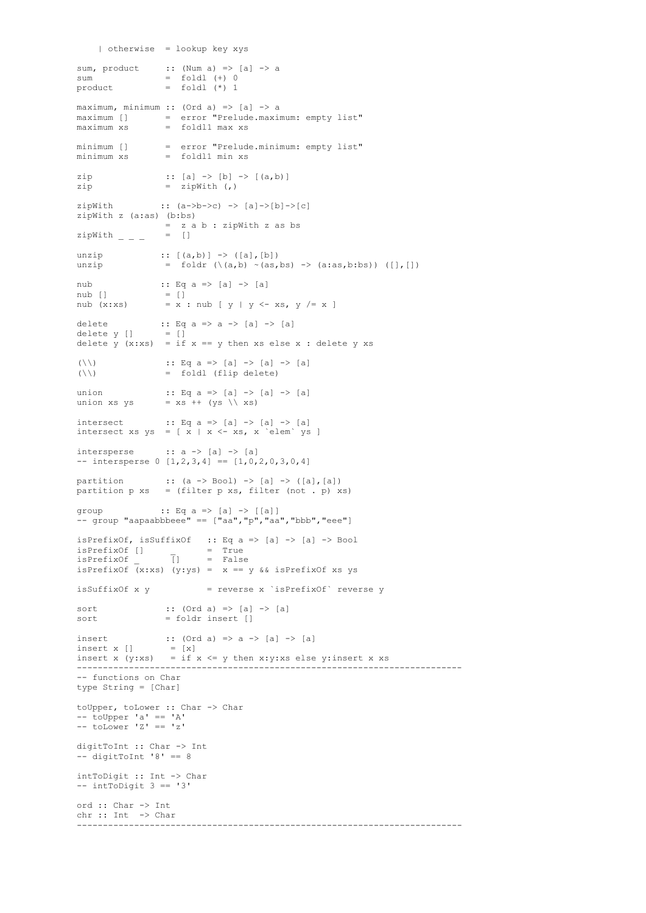```haskell
    | otherwise  = lookup key xys

sum, product     :: (Num a) => [a] -> a
sum              =  foldl (+) 0
product          =  foldl (*) 1

maximum, minimum :: (Ord a) => [a] -> a
maximum []       =  error "Prelude.maximum: empty list"
maximum xs       =  foldl1 max xs

minimum []       =  error "Prelude.minimum: empty list"
minimum xs       =  foldl1 min xs

zip              :: [a] -> [b] -> [(a,b)]
zip              =  zipWith (,)

zipWith         :: (a->b->c) -> [a]->[b]->[c]
zipWith z (a:as) (b:bs)
                 =  z a b : zipWith z as bs
zipWith _ _ _    =  []

unzip           :: [(a,b)] -> ([a],[b])
unzip            =  foldr (\(a,b) ~(as,bs) -> (a:as,b:bs)) ([],[])

nub             :: Eq a => [a] -> [a]
nub []           = []
nub (x:xs)       = x : nub [ y | y <- xs, y /= x ]

delete          :: Eq a => a -> [a] -> [a]
delete y []      = []
delete y (x:xs)  = if x == y then xs else x : delete y xs

(\\)             :: Eq a => [a] -> [a] -> [a]
(\\)             =  foldl (flip delete)

union            :: Eq a => [a] -> [a] -> [a]
union xs ys      = xs ++ (ys \\ xs)

intersect        :: Eq a => [a] -> [a] -> [a]
intersect xs ys  = [ x | x <- xs, x `elem` ys ]

intersperse      :: a -> [a] -> [a]
-- intersperse 0 [1,2,3,4] == [1,0,2,0,3,0,4]

partition        :: (a -> Bool) -> [a] -> ([a],[a])
partition p xs   = (filter p xs, filter (not . p) xs)

group           :: Eq a => [a] -> [[a]]
-- group "aapaabbbeee" == ["aa","p","aa","bbb","eee"]

isPrefixOf, isSuffixOf   :: Eq a => [a] -> [a] -> Bool
isPrefixOf []      _     =  True
isPrefixOf _      []     =  False
isPrefixOf (x:xs) (y:ys) =  x == y && isPrefixOf xs ys

isSuffixOf x y           = reverse x `isPrefixOf` reverse y

sort             :: (Ord a) => [a] -> [a]
sort             = foldr insert []

insert           :: (Ord a) => a -> [a] -> [a]
insert x []       = [x]
insert x (y:xs)   = if x <= y then x:y:xs else y:insert x xs
------------------------------------------------------------------------
-- functions on Char
type String = [Char]

toUpper, toLower :: Char -> Char
-- toUpper 'a' == 'A'
-- toLower 'Z' == 'z'

digitToInt :: Char -> Int
-- digitToInt '8' == 8

intToDigit :: Int -> Char
-- intToDigit 3 == '3'

ord :: Char -> Int
chr :: Int  -> Char
------------------------------------------------------------------------
```